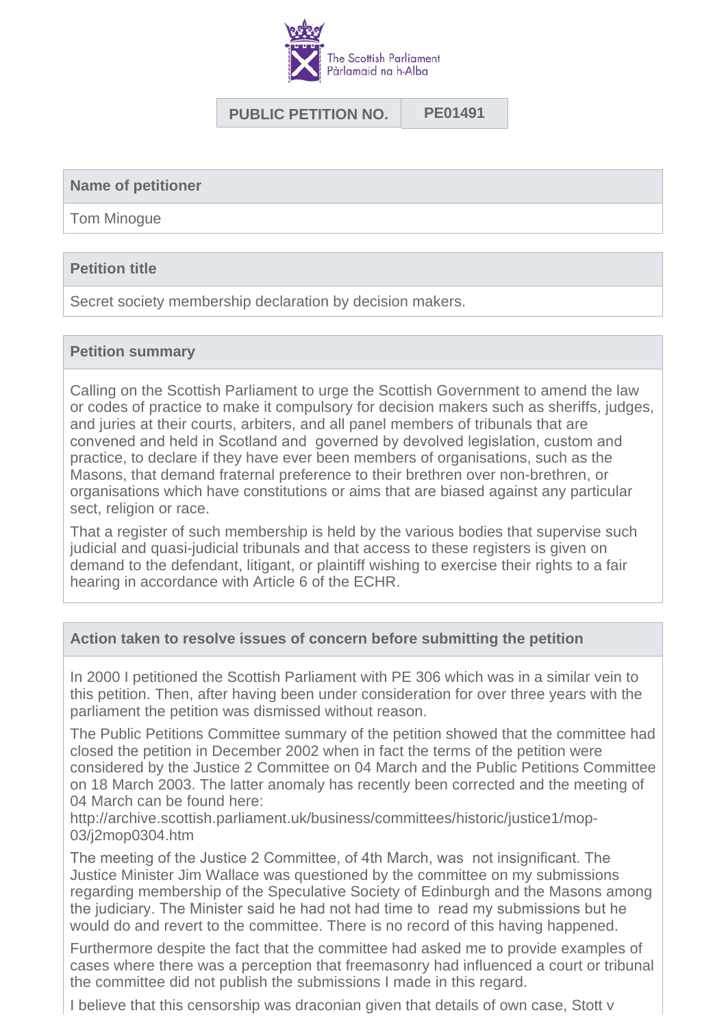The Scottish Parliament
Pàrlamaid na h-Alba

| PUBLIC PETITION NO. | PE01491 |
| --- | --- |

## Name of petitioner

Tom Minogue

## Petition title

Secret society membership declaration by decision makers.

## Petition summary

Calling on the Scottish Parliament to urge the Scottish Government to amend the law or codes of practice to make it compulsory for decision makers such as sheriffs, judges, and juries at their courts, arbiters, and all panel members of tribunals that are convened and held in Scotland and governed by devolved legislation, custom and practice, to declare if they have ever been members of organisations, such as the Masons, that demand fraternal preference to their brethren over non-brethren, or organisations which have constitutions or aims that are biased against any particular sect, religion or race.

That a register of such membership is held by the various bodies that supervise such judicial and quasi-judicial tribunals and that access to these registers is given on demand to the defendant, litigant, or plaintiff wishing to exercise their rights to a fair hearing in accordance with Article 6 of the ECHR.

## Action taken to resolve issues of concern before submitting the petition

In 2000 I petitioned the Scottish Parliament with PE 306 which was in a similar vein to this petition. Then, after having been under consideration for over three years with the parliament the petition was dismissed without reason.

The Public Petitions Committee summary of the petition showed that the committee had closed the petition in December 2002 when in fact the terms of the petition were considered by the Justice 2 Committee on 04 March and the Public Petitions Committee on 18 March 2003. The latter anomaly has recently been corrected and the meeting of 04 March can be found here:
http://archive.scottish.parliament.uk/business/committees/historic/justice1/mop-03/j2mop0304.htm

The meeting of the Justice 2 Committee, of 4th March, was not insignificant. The Justice Minister Jim Wallace was questioned by the committee on my submissions regarding membership of the Speculative Society of Edinburgh and the Masons among the judiciary. The Minister said he had not had time to read my submissions but he would do and revert to the committee. There is no record of this having happened.

Furthermore despite the fact that the committee had asked me to provide examples of cases where there was a perception that freemasonry had influenced a court or tribunal the committee did not publish the submissions I made in this regard.

I believe that this censorship was draconian given that details of own case, Stott v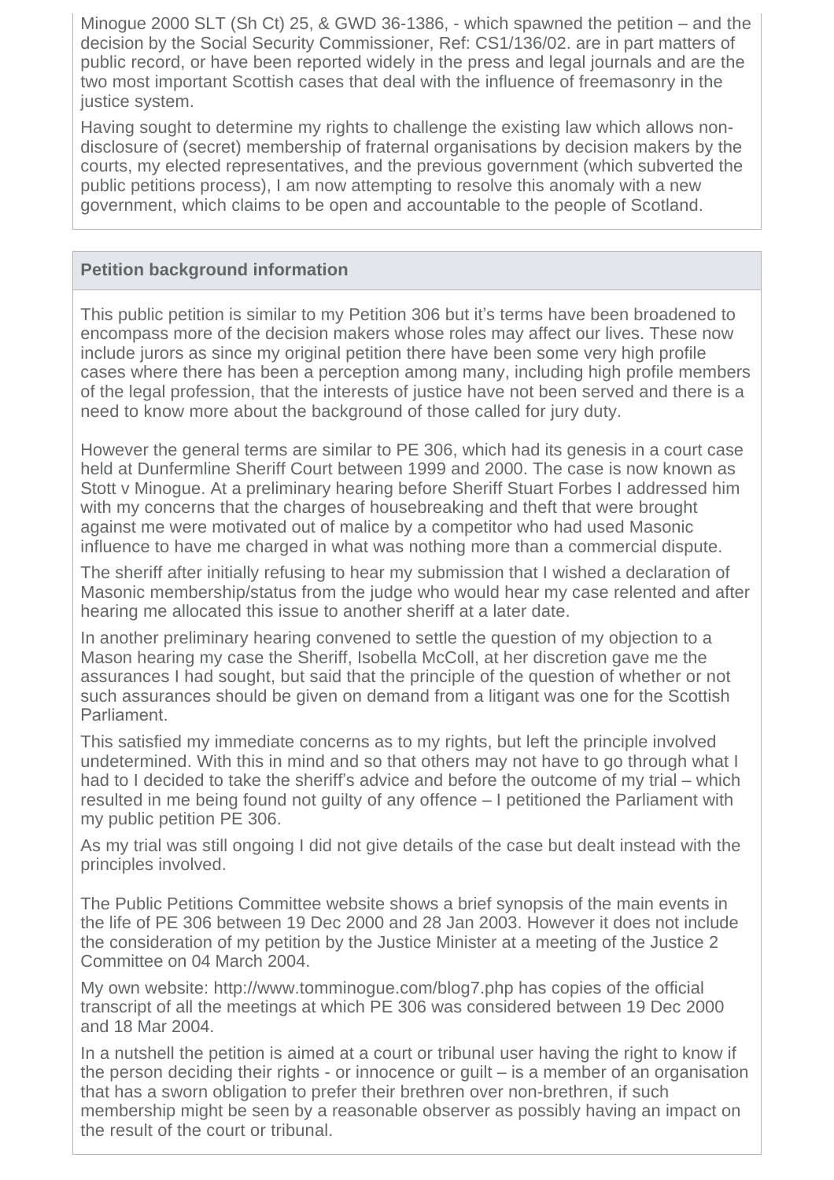Minogue 2000 SLT (Sh Ct) 25, & GWD 36-1386, - which spawned the petition – and the decision by the Social Security Commissioner, Ref: CS1/136/02. are in part matters of public record, or have been reported widely in the press and legal journals and are the two most important Scottish cases that deal with the influence of freemasonry in the justice system.

Having sought to determine my rights to challenge the existing law which allows non-disclosure of (secret) membership of fraternal organisations by decision makers by the courts, my elected representatives, and the previous government (which subverted the public petitions process), I am now attempting to resolve this anomaly with a new government, which claims to be open and accountable to the people of Scotland.

## Petition background information

This public petition is similar to my Petition 306 but it's terms have been broadened to encompass more of the decision makers whose roles may affect our lives. These now include jurors as since my original petition there have been some very high profile cases where there has been a perception among many, including high profile members of the legal profession, that the interests of justice have not been served and there is a need to know more about the background of those called for jury duty.

However the general terms are similar to PE 306, which had its genesis in a court case held at Dunfermline Sheriff Court between 1999 and 2000. The case is now known as Stott v Minogue. At a preliminary hearing before Sheriff Stuart Forbes I addressed him with my concerns that the charges of housebreaking and theft that were brought against me were motivated out of malice by a competitor who had used Masonic influence to have me charged in what was nothing more than a commercial dispute.

The sheriff after initially refusing to hear my submission that I wished a declaration of Masonic membership/status from the judge who would hear my case relented and after hearing me allocated this issue to another sheriff at a later date.

In another preliminary hearing convened to settle the question of my objection to a Mason hearing my case the Sheriff, Isobella McColl, at her discretion gave me the assurances I had sought, but said that the principle of the question of whether or not such assurances should be given on demand from a litigant was one for the Scottish Parliament.

This satisfied my immediate concerns as to my rights, but left the principle involved undetermined. With this in mind and so that others may not have to go through what I had to I decided to take the sheriff's advice and before the outcome of my trial – which resulted in me being found not guilty of any offence – I petitioned the Parliament with my public petition PE 306.

As my trial was still ongoing I did not give details of the case but dealt instead with the principles involved.

The Public Petitions Committee website shows a brief synopsis of the main events in the life of PE 306 between 19 Dec 2000 and 28 Jan 2003. However it does not include the consideration of my petition by the Justice Minister at a meeting of the Justice 2 Committee on 04 March 2004.

My own website: http://www.tomminogue.com/blog7.php has copies of the official transcript of all the meetings at which PE 306 was considered between 19 Dec 2000 and 18 Mar 2004.

In a nutshell the petition is aimed at a court or tribunal user having the right to know if the person deciding their rights - or innocence or guilt – is a member of an organisation that has a sworn obligation to prefer their brethren over non-brethren, if such membership might be seen by a reasonable observer as possibly having an impact on the result of the court or tribunal.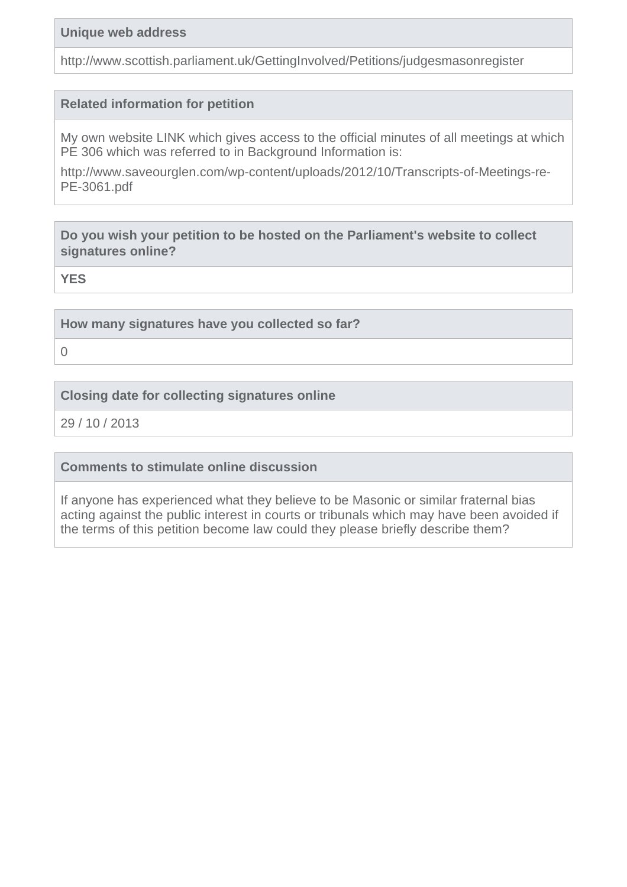**Unique web address**

http://www.scottish.parliament.uk/GettingInvolved/Petitions/judgesmasonregister

**Related information for petition**

My own website LINK which gives access to the official minutes of all meetings at which PE 306 which was referred to in Background Information is:

http://www.saveourglen.com/wp-content/uploads/2012/10/Transcripts-of-Meetings-re-PE-3061.pdf

**Do you wish your petition to be hosted on the Parliament's website to collect signatures online?**

**YES**

**How many signatures have you collected so far?**

0

**Closing date for collecting signatures online**

29 / 10 / 2013

**Comments to stimulate online discussion**

If anyone has experienced what they believe to be Masonic or similar fraternal bias acting against the public interest in courts or tribunals which may have been avoided if the terms of this petition become law could they please briefly describe them?